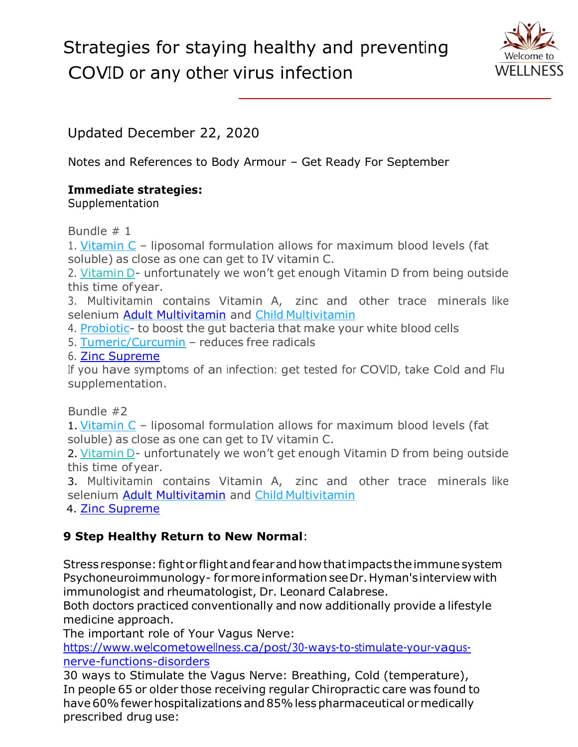# Strategies for staying healthy and preventing COVID or any other virus infection

Welcome to WELLNESS

Updated December 22, 2020

Notes and References to Body Armour – Get Ready For September

**Immediate strategies:**
Supplementation

Bundle # 1

1. Vitamin C – liposomal formulation allows for maximum blood levels (fat soluble) as close as one can get to IV vitamin C.
2. Vitamin D- unfortunately we won't get enough Vitamin D from being outside this time of year.
3. Multivitamin contains Vitamin A, zinc and other trace minerals like selenium Adult Multivitamin and Child Multivitamin
4. Probiotic- to boost the gut bacteria that make your white blood cells
5. Tumeric/Curcumin – reduces free radicals
6. Zinc Supreme

If you have symptoms of an infection: get tested for COVID, take Cold and Flu supplementation.

Bundle #2

1. Vitamin C – liposomal formulation allows for maximum blood levels (fat soluble) as close as one can get to IV vitamin C.
2. Vitamin D- unfortunately we won't get enough Vitamin D from being outside this time of year.
3. Multivitamin contains Vitamin A, zinc and other trace minerals like selenium Adult Multivitamin and Child Multivitamin
4. Zinc Supreme

**9 Step Healthy Return to New Normal**:

Stress response: fight or flight and fear and how that impacts the immune system
Psychoneuroimmunology- for more information see Dr. Hyman's interview with immunologist and rheumatologist, Dr. Leonard Calabrese.
Both doctors practiced conventionally and now additionally provide a lifestyle medicine approach.
The important role of Your Vagus Nerve:
https://www.welcometowellness.ca/post/30-ways-to-stimulate-your-vagus-nerve-functions-disorders
30 ways to Stimulate the Vagus Nerve: Breathing, Cold (temperature),
In people 65 or older those receiving regular Chiropractic care was found to have 60% fewer hospitalizations and 85% less pharmaceutical or medically prescribed drug use: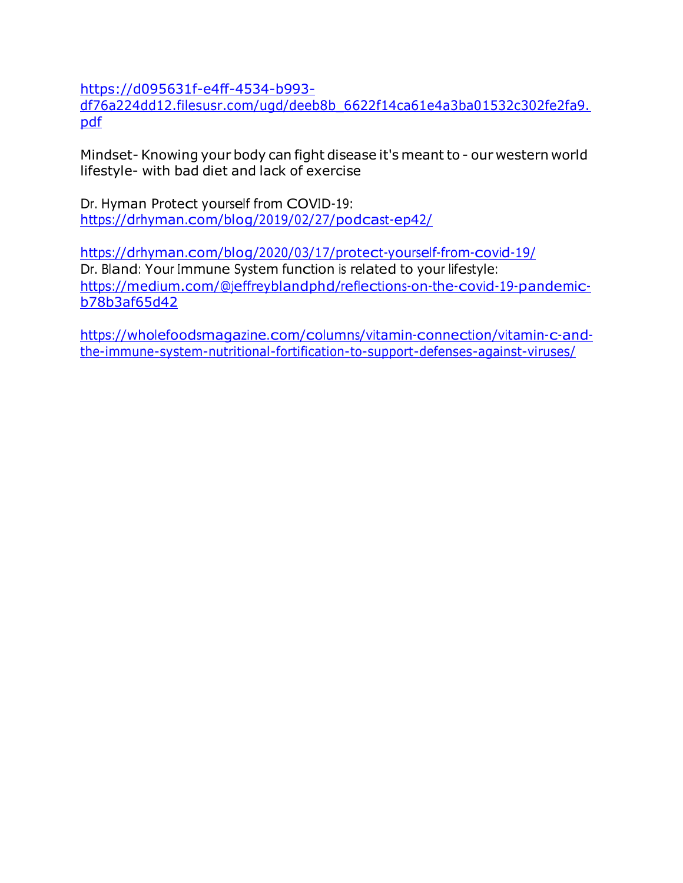https://d095631f-e4ff-4534-b993-df76a224dd12.filesusr.com/ugd/deeb8b_6622f14ca61e4a3ba01532c302fe2fa9.pdf

Mindset- Knowing your body can fight disease it's meant to - our western world lifestyle- with bad diet and lack of exercise

Dr. Hyman Protect yourself from COVID-19:
https://drhyman.com/blog/2019/02/27/podcast-ep42/

https://drhyman.com/blog/2020/03/17/protect-yourself-from-covid-19/
Dr. Bland: Your Immune System function is related to your lifestyle:
https://medium.com/@jeffreyblandphd/reflections-on-the-covid-19-pandemic-b78b3af65d42

https://wholefoodsmagazine.com/columns/vitamin-connection/vitamin-c-and-the-immune-system-nutritional-fortification-to-support-defenses-against-viruses/